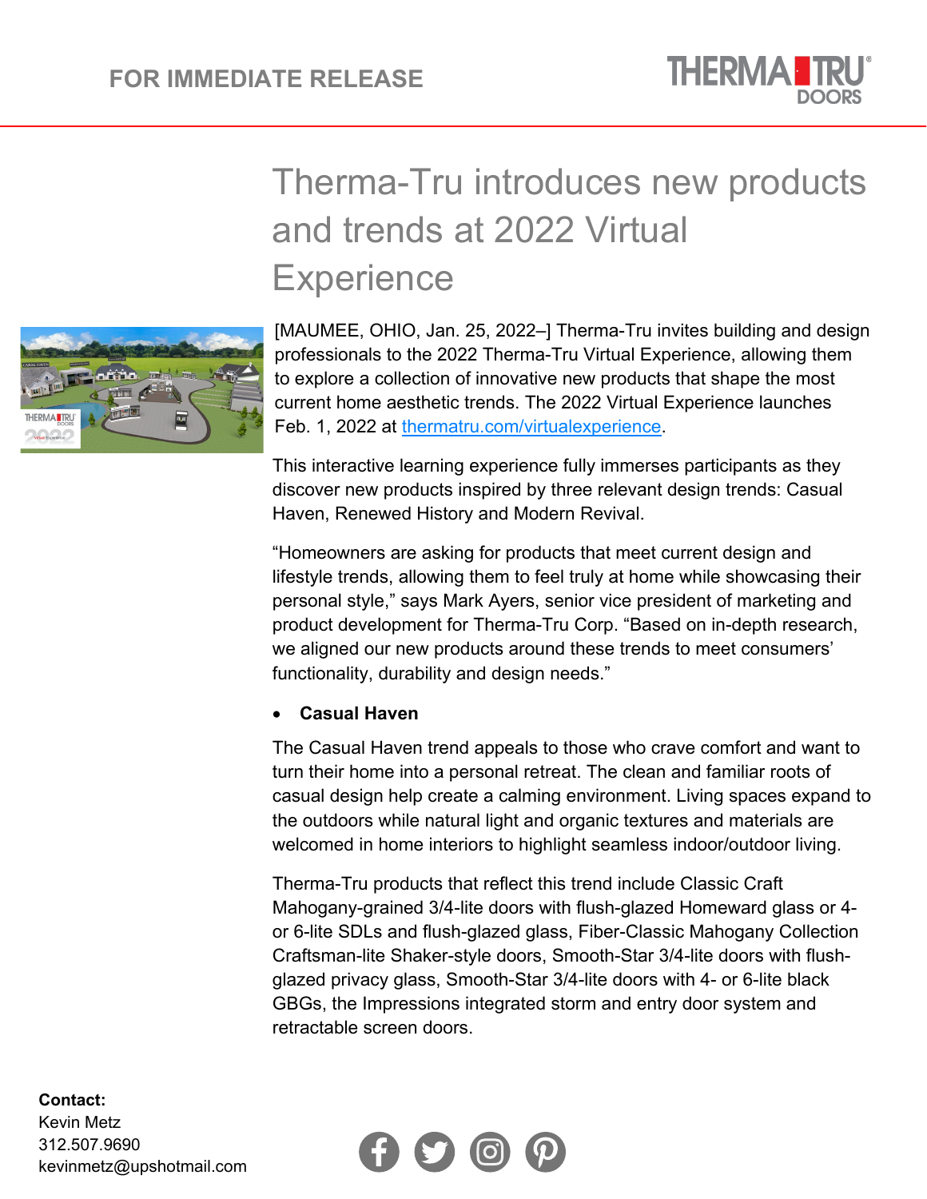FOR IMMEDIATE RELEASE

# Therma-Tru introduces new products and trends at 2022 Virtual Experience

[MAUMEE, OHIO, Jan. 25, 2022–] Therma-Tru invites building and design professionals to the 2022 Therma-Tru Virtual Experience, allowing them to explore a collection of innovative new products that shape the most current home aesthetic trends. The 2022 Virtual Experience launches Feb. 1, 2022 at thermatru.com/virtualexperience.

This interactive learning experience fully immerses participants as they discover new products inspired by three relevant design trends: Casual Haven, Renewed History and Modern Revival.

"Homeowners are asking for products that meet current design and lifestyle trends, allowing them to feel truly at home while showcasing their personal style," says Mark Ayers, senior vice president of marketing and product development for Therma-Tru Corp. "Based on in-depth research, we aligned our new products around these trends to meet consumers' functionality, durability and design needs."

- **Casual Haven**

The Casual Haven trend appeals to those who crave comfort and want to turn their home into a personal retreat. The clean and familiar roots of casual design help create a calming environment. Living spaces expand to the outdoors while natural light and organic textures and materials are welcomed in home interiors to highlight seamless indoor/outdoor living.

Therma-Tru products that reflect this trend include Classic Craft Mahogany-grained 3/4-lite doors with flush-glazed Homeward glass or 4- or 6-lite SDLs and flush-glazed glass, Fiber-Classic Mahogany Collection Craftsman-lite Shaker-style doors, Smooth-Star 3/4-lite doors with flush-glazed privacy glass, Smooth-Star 3/4-lite doors with 4- or 6-lite black GBGs, the Impressions integrated storm and entry door system and retractable screen doors.

**Contact:**
Kevin Metz
312.507.9690
kevinmetz@upshotmail.com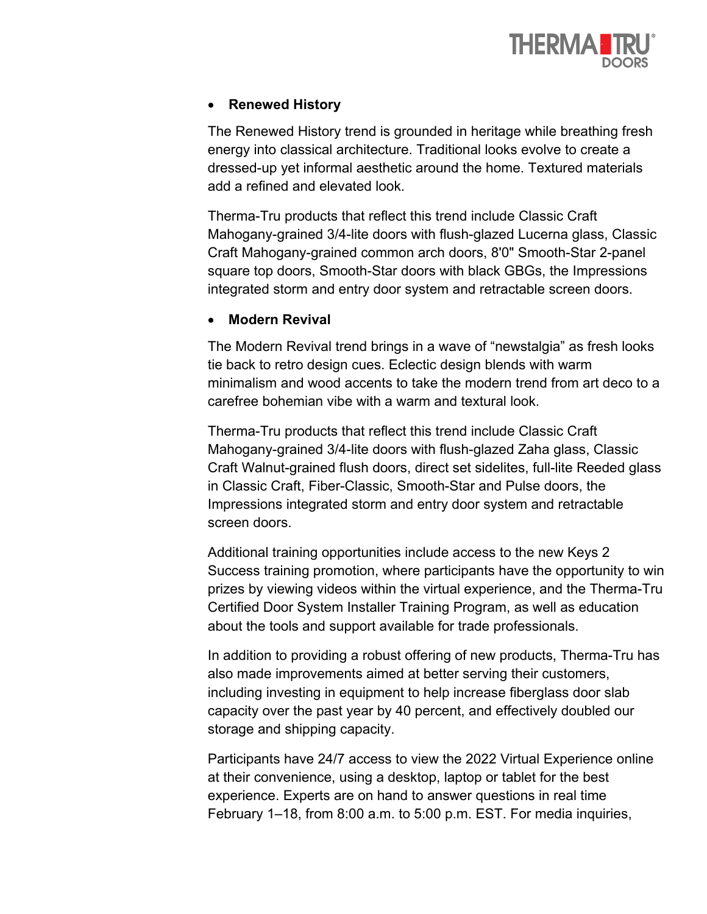- **Renewed History**

  The Renewed History trend is grounded in heritage while breathing fresh energy into classical architecture. Traditional looks evolve to create a dressed-up yet informal aesthetic around the home. Textured materials add a refined and elevated look.

  Therma-Tru products that reflect this trend include Classic Craft Mahogany-grained 3/4-lite doors with flush-glazed Lucerna glass, Classic Craft Mahogany-grained common arch doors, 8'0" Smooth-Star 2-panel square top doors, Smooth-Star doors with black GBGs, the Impressions integrated storm and entry door system and retractable screen doors.

- **Modern Revival**

  The Modern Revival trend brings in a wave of "newstalgia" as fresh looks tie back to retro design cues. Eclectic design blends with warm minimalism and wood accents to take the modern trend from art deco to a carefree bohemian vibe with a warm and textural look.

  Therma-Tru products that reflect this trend include Classic Craft Mahogany-grained 3/4-lite doors with flush-glazed Zaha glass, Classic Craft Walnut-grained flush doors, direct set sidelites, full-lite Reeded glass in Classic Craft, Fiber-Classic, Smooth-Star and Pulse doors, the Impressions integrated storm and entry door system and retractable screen doors.

Additional training opportunities include access to the new Keys 2 Success training promotion, where participants have the opportunity to win prizes by viewing videos within the virtual experience, and the Therma-Tru Certified Door System Installer Training Program, as well as education about the tools and support available for trade professionals.

In addition to providing a robust offering of new products, Therma-Tru has also made improvements aimed at better serving their customers, including investing in equipment to help increase fiberglass door slab capacity over the past year by 40 percent, and effectively doubled our storage and shipping capacity.

Participants have 24/7 access to view the 2022 Virtual Experience online at their convenience, using a desktop, laptop or tablet for the best experience. Experts are on hand to answer questions in real time February 1–18, from 8:00 a.m. to 5:00 p.m. EST. For media inquiries,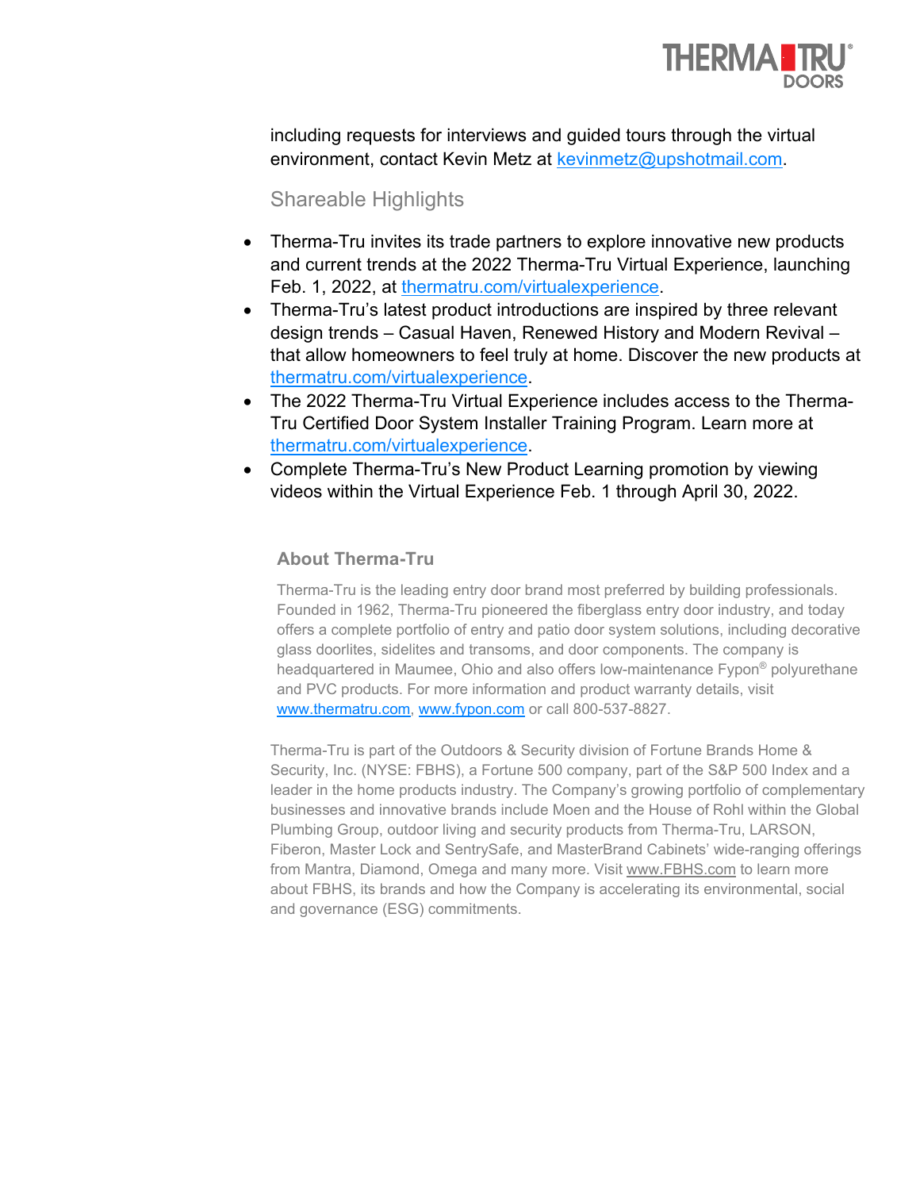including requests for interviews and guided tours through the virtual environment, contact Kevin Metz at kevinmetz@upshotmail.com.

## Shareable Highlights

- Therma-Tru invites its trade partners to explore innovative new products and current trends at the 2022 Therma-Tru Virtual Experience, launching Feb. 1, 2022, at thermatru.com/virtualexperience.
- Therma-Tru's latest product introductions are inspired by three relevant design trends – Casual Haven, Renewed History and Modern Revival – that allow homeowners to feel truly at home. Discover the new products at thermatru.com/virtualexperience.
- The 2022 Therma-Tru Virtual Experience includes access to the Therma-Tru Certified Door System Installer Training Program. Learn more at thermatru.com/virtualexperience.
- Complete Therma-Tru's New Product Learning promotion by viewing videos within the Virtual Experience Feb. 1 through April 30, 2022.

### About Therma-Tru

Therma-Tru is the leading entry door brand most preferred by building professionals. Founded in 1962, Therma-Tru pioneered the fiberglass entry door industry, and today offers a complete portfolio of entry and patio door system solutions, including decorative glass doorlites, sidelites and transoms, and door components. The company is headquartered in Maumee, Ohio and also offers low-maintenance Fypon® polyurethane and PVC products. For more information and product warranty details, visit www.thermatru.com, www.fypon.com or call 800-537-8827.

Therma-Tru is part of the Outdoors & Security division of Fortune Brands Home & Security, Inc. (NYSE: FBHS), a Fortune 500 company, part of the S&P 500 Index and a leader in the home products industry. The Company's growing portfolio of complementary businesses and innovative brands include Moen and the House of Rohl within the Global Plumbing Group, outdoor living and security products from Therma-Tru, LARSON, Fiberon, Master Lock and SentrySafe, and MasterBrand Cabinets' wide-ranging offerings from Mantra, Diamond, Omega and many more. Visit www.FBHS.com to learn more about FBHS, its brands and how the Company is accelerating its environmental, social and governance (ESG) commitments.